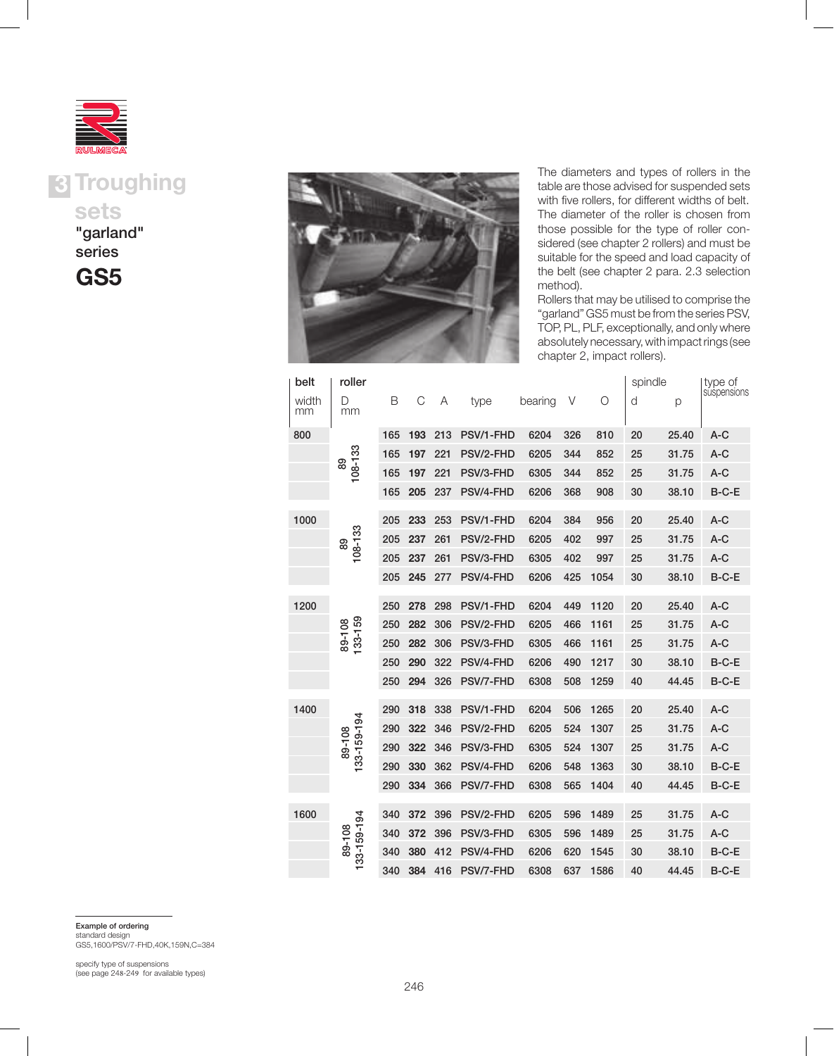# 3 Troughing sets

## "garland" series

## GS5

The diameters and types of rollers in the table are those advised for suspended sets with five rollers, for different widths of belt. The diameter of the roller is chosen from those possible for the type of roller considered (see chapter 2 rollers) and must be suitable for the speed and load capacity of the belt (see chapter 2 para. 2.3 selection method).

Rollers that may be utilised to comprise the "garland" GS5 must be from the series PSV, TOP, PL, PLF, exceptionally, and only where absolutely necessary, with impact rings (see chapter 2, impact rollers).

| belt width mm | roller D mm | B | C | A | type | bearing | V | O | spindle d | p | type of suspensions |
|---|---|---|---|---|---|---|---|---|---|---|---|
| 800 | 89 108-133 | 165 | **193** | 213 | PSV/1-FHD | 6204 | 326 | 810 | 20 | 25.40 | A-C |
| | | 165 | **197** | 221 | PSV/2-FHD | 6205 | 344 | 852 | 25 | 31.75 | A-C |
| | | 165 | **197** | 221 | PSV/3-FHD | 6305 | 344 | 852 | 25 | 31.75 | A-C |
| | | 165 | **205** | 237 | PSV/4-FHD | 6206 | 368 | 908 | 30 | 38.10 | B-C-E |
| 1000 | 89 108-133 | 205 | **233** | 253 | PSV/1-FHD | 6204 | 384 | 956 | 20 | 25.40 | A-C |
| | | 205 | **237** | 261 | PSV/2-FHD | 6205 | 402 | 997 | 25 | 31.75 | A-C |
| | | 205 | **237** | 261 | PSV/3-FHD | 6305 | 402 | 997 | 25 | 31.75 | A-C |
| | | 205 | **245** | 277 | PSV/4-FHD | 6206 | 425 | 1054 | 30 | 38.10 | B-C-E |
| 1200 | 89-108 133-159 | 250 | **278** | 298 | PSV/1-FHD | 6204 | 449 | 1120 | 20 | 25.40 | A-C |
| | | 250 | **282** | 306 | PSV/2-FHD | 6205 | 466 | 1161 | 25 | 31.75 | A-C |
| | | 250 | **282** | 306 | PSV/3-FHD | 6305 | 466 | 1161 | 25 | 31.75 | A-C |
| | | 250 | **290** | 322 | PSV/4-FHD | 6206 | 490 | 1217 | 30 | 38.10 | B-C-E |
| | | 250 | **294** | 326 | PSV/7-FHD | 6308 | 508 | 1259 | 40 | 44.45 | B-C-E |
| 1400 | 89-108 133-159-194 | 290 | **318** | 338 | PSV/1-FHD | 6204 | 506 | 1265 | 20 | 25.40 | A-C |
| | | 290 | **322** | 346 | PSV/2-FHD | 6205 | 524 | 1307 | 25 | 31.75 | A-C |
| | | 290 | **322** | 346 | PSV/3-FHD | 6305 | 524 | 1307 | 25 | 31.75 | A-C |
| | | 290 | **330** | 362 | PSV/4-FHD | 6206 | 548 | 1363 | 30 | 38.10 | B-C-E |
| | | 290 | **334** | 366 | PSV/7-FHD | 6308 | 565 | 1404 | 40 | 44.45 | B-C-E |
| 1600 | 89-108 133-159-194 | 340 | **372** | 396 | PSV/2-FHD | 6205 | 596 | 1489 | 25 | 31.75 | A-C |
| | | 340 | **372** | 396 | PSV/3-FHD | 6305 | 596 | 1489 | 25 | 31.75 | A-C |
| | | 340 | **380** | 412 | PSV/4-FHD | 6206 | 620 | 1545 | 30 | 38.10 | B-C-E |
| | | 340 | **384** | 416 | PSV/7-FHD | 6308 | 637 | 1586 | 40 | 44.45 | B-C-E |

**Example of ordering**
standard design
GS5,1600/PSV/7-FHD,40K,159N,C=384

specify type of suspensions
(see page 248-249 for available types)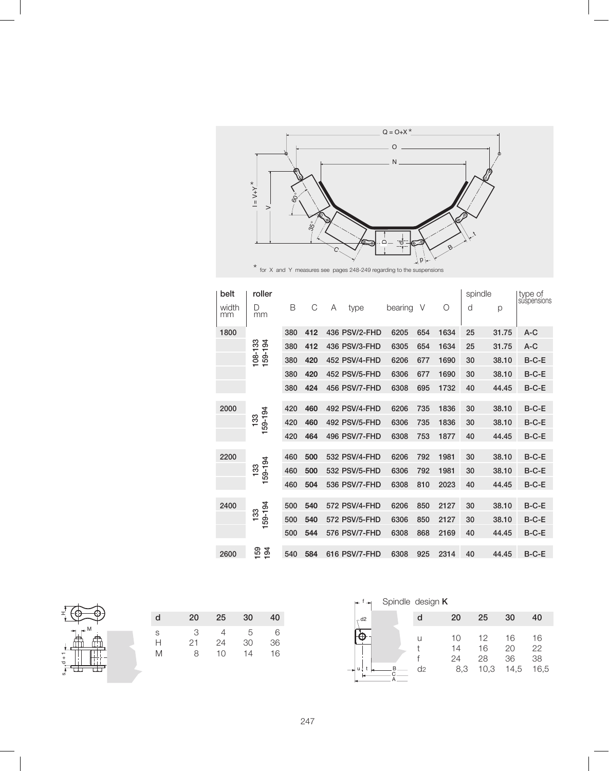Q = O+X *

O

N

I = V+Y *

V

60°

35°

D

d

C

B

p

t

\* for X and Y measures see pages 248-249 regarding to the suspensions

| belt width mm | roller D mm | B | C | A | type | bearing | V | O | spindle d | p | type of suspensions |
|---|---|---|---|---|---|---|---|---|---|---|---|
| 1800 | 108-133 159-194 | 380 | 412 | 436 | PSV/2-FHD | 6205 | 654 | 1634 | 25 | 31.75 | A-C |
| | | 380 | 412 | 436 | PSV/3-FHD | 6305 | 654 | 1634 | 25 | 31.75 | A-C |
| | | 380 | 420 | 452 | PSV/4-FHD | 6206 | 677 | 1690 | 30 | 38.10 | B-C-E |
| | | 380 | 420 | 452 | PSV/5-FHD | 6306 | 677 | 1690 | 30 | 38.10 | B-C-E |
| | | 380 | 424 | 456 | PSV/7-FHD | 6308 | 695 | 1732 | 40 | 44.45 | B-C-E |
| 2000 | 133 159-194 | 420 | 460 | 492 | PSV/4-FHD | 6206 | 735 | 1836 | 30 | 38.10 | B-C-E |
| | | 420 | 460 | 492 | PSV/5-FHD | 6306 | 735 | 1836 | 30 | 38.10 | B-C-E |
| | | 420 | 464 | 496 | PSV/7-FHD | 6308 | 753 | 1877 | 40 | 44.45 | B-C-E |
| 2200 | 133 159-194 | 460 | 500 | 532 | PSV/4-FHD | 6206 | 792 | 1981 | 30 | 38.10 | B-C-E |
| | | 460 | 500 | 532 | PSV/5-FHD | 6306 | 792 | 1981 | 30 | 38.10 | B-C-E |
| | | 460 | 504 | 536 | PSV/7-FHD | 6308 | 810 | 2023 | 40 | 44.45 | B-C-E |
| 2400 | 133 159-194 | 500 | 540 | 572 | PSV/4-FHD | 6206 | 850 | 2127 | 30 | 38.10 | B-C-E |
| | | 500 | 540 | 572 | PSV/5-FHD | 6306 | 850 | 2127 | 30 | 38.10 | B-C-E |
| | | 500 | 544 | 576 | PSV/7-FHD | 6308 | 868 | 2169 | 40 | 44.45 | B-C-E |
| 2600 | 159 194 | 540 | 584 | 616 | PSV/7-FHD | 6308 | 925 | 2314 | 40 | 44.45 | B-C-E |

H M s d + 1

| d | 20 | 25 | 30 | 40 |
|---|---|---|---|---|
| s | 3 | 4 | 5 | 6 |
| H | 21 | 24 | 30 | 36 |
| M | 8 | 10 | 14 | 16 |

Spindle design **K**

f d2 u t B C A

| d | 20 | 25 | 30 | 40 |
|---|---|---|---|---|
| u | 10 | 12 | 16 | 16 |
| t | 14 | 16 | 20 | 22 |
| f | 24 | 28 | 36 | 38 |
| $d_2$ | 8,3 | 10,3 | 14,5 | 16,5 |